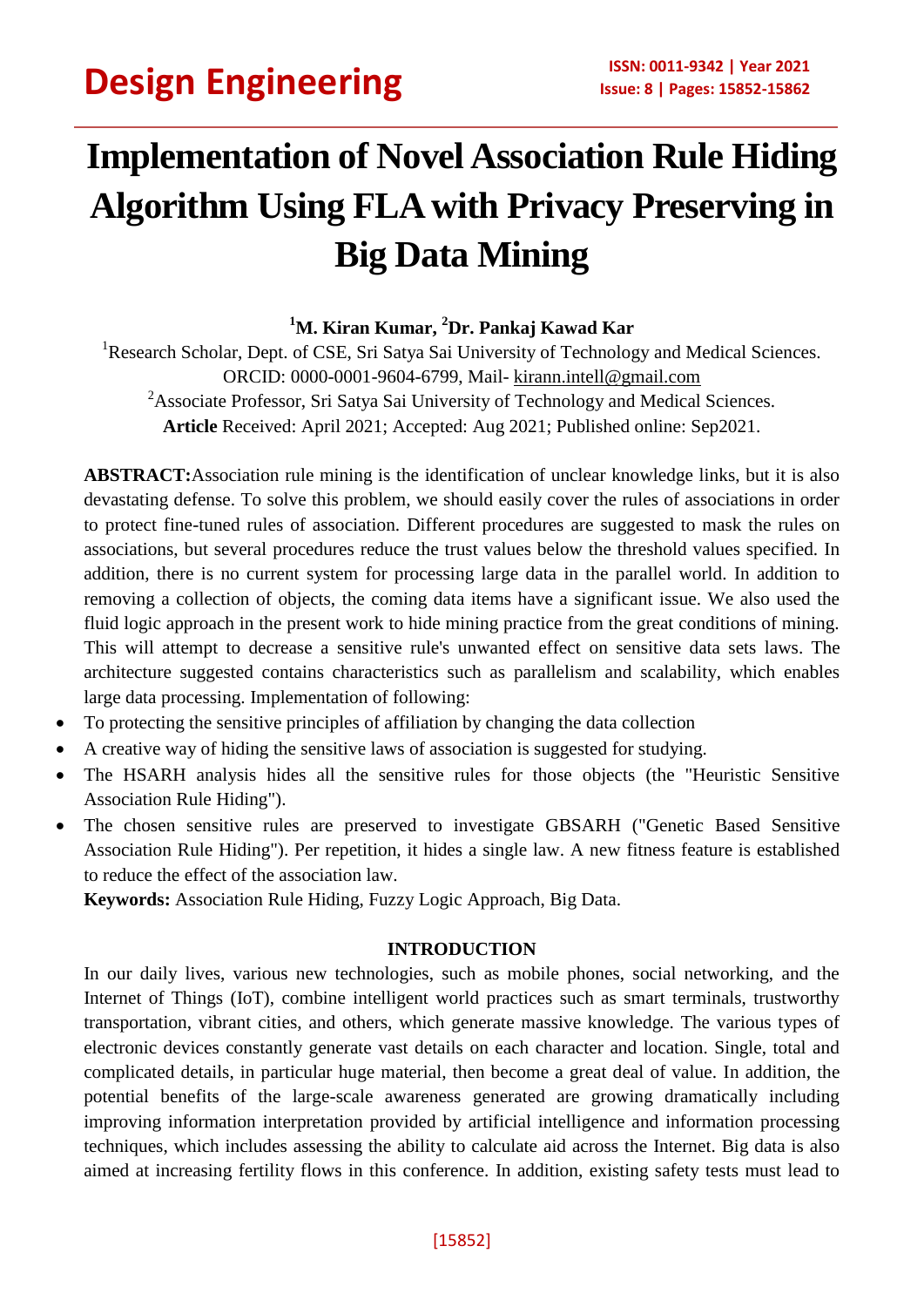# Implementation of Novel Association Rule Hiding Algorithm Using FLA with Privacy Preserving in Big Data Mining

**[1]M. Kiran Kumar, [2]Dr. Pankaj Kawad Kar**

[1]Research Scholar, Dept. of CSE, Sri Satya Sai University of Technology and Medical Sciences. ORCID: 0000-0001-9604-6799, Mail- kirann.intell@gmail.com

[2]Associate Professor, Sri Satya Sai University of Technology and Medical Sciences.

**Article** Received: April 2021; Accepted: Aug 2021; Published online: Sep2021.

**ABSTRACT:**Association rule mining is the identification of unclear knowledge links, but it is also devastating defense. To solve this problem, we should easily cover the rules of associations in order to protect fine-tuned rules of association. Different procedures are suggested to mask the rules on associations, but several procedures reduce the trust values below the threshold values specified. In addition, there is no current system for processing large data in the parallel world. In addition to removing a collection of objects, the coming data items have a significant issue. We also used the fluid logic approach in the present work to hide mining practice from the great conditions of mining. This will attempt to decrease a sensitive rule's unwanted effect on sensitive data sets laws. The architecture suggested contains characteristics such as parallelism and scalability, which enables large data processing. Implementation of following:

- To protecting the sensitive principles of affiliation by changing the data collection
- A creative way of hiding the sensitive laws of association is suggested for studying.
- The HSARH analysis hides all the sensitive rules for those objects (the "Heuristic Sensitive Association Rule Hiding").
- The chosen sensitive rules are preserved to investigate GBSARH ("Genetic Based Sensitive Association Rule Hiding"). Per repetition, it hides a single law. A new fitness feature is established to reduce the effect of the association law.

**Keywords:** Association Rule Hiding, Fuzzy Logic Approach, Big Data.

## INTRODUCTION

In our daily lives, various new technologies, such as mobile phones, social networking, and the Internet of Things (IoT), combine intelligent world practices such as smart terminals, trustworthy transportation, vibrant cities, and others, which generate massive knowledge. The various types of electronic devices constantly generate vast details on each character and location. Single, total and complicated details, in particular huge material, then become a great deal of value. In addition, the potential benefits of the large-scale awareness generated are growing dramatically including improving information interpretation provided by artificial intelligence and information processing techniques, which includes assessing the ability to calculate aid across the Internet. Big data is also aimed at increasing fertility flows in this conference. In addition, existing safety tests must lead to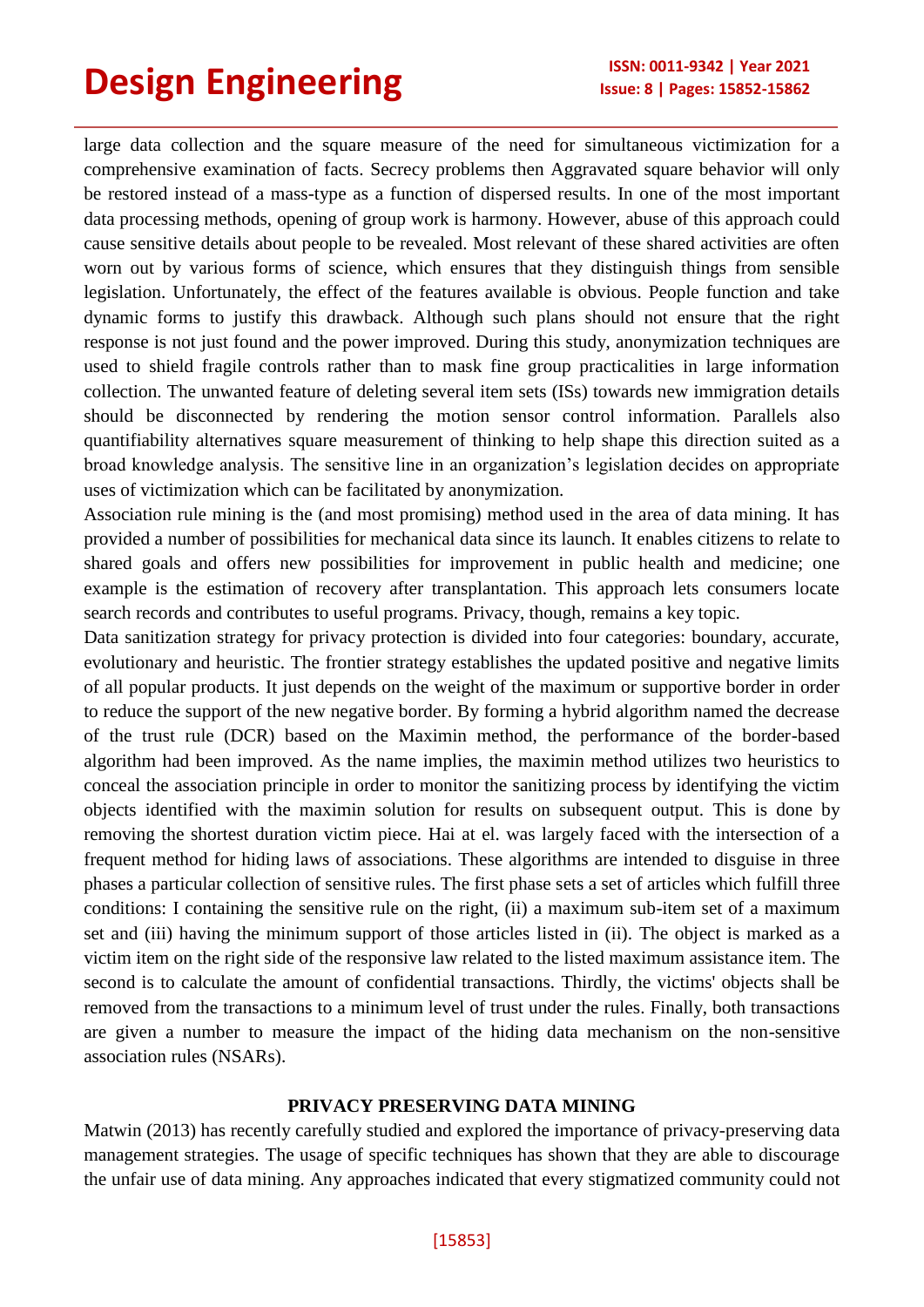large data collection and the square measure of the need for simultaneous victimization for a comprehensive examination of facts. Secrecy problems then Aggravated square behavior will only be restored instead of a mass-type as a function of dispersed results. In one of the most important data processing methods, opening of group work is harmony. However, abuse of this approach could cause sensitive details about people to be revealed. Most relevant of these shared activities are often worn out by various forms of science, which ensures that they distinguish things from sensible legislation. Unfortunately, the effect of the features available is obvious. People function and take dynamic forms to justify this drawback. Although such plans should not ensure that the right response is not just found and the power improved. During this study, anonymization techniques are used to shield fragile controls rather than to mask fine group practicalities in large information collection. The unwanted feature of deleting several item sets (ISs) towards new immigration details should be disconnected by rendering the motion sensor control information. Parallels also quantifiability alternatives square measurement of thinking to help shape this direction suited as a broad knowledge analysis. The sensitive line in an organization's legislation decides on appropriate uses of victimization which can be facilitated by anonymization.

Association rule mining is the (and most promising) method used in the area of data mining. It has provided a number of possibilities for mechanical data since its launch. It enables citizens to relate to shared goals and offers new possibilities for improvement in public health and medicine; one example is the estimation of recovery after transplantation. This approach lets consumers locate search records and contributes to useful programs. Privacy, though, remains a key topic.

Data sanitization strategy for privacy protection is divided into four categories: boundary, accurate, evolutionary and heuristic. The frontier strategy establishes the updated positive and negative limits of all popular products. It just depends on the weight of the maximum or supportive border in order to reduce the support of the new negative border. By forming a hybrid algorithm named the decrease of the trust rule (DCR) based on the Maximin method, the performance of the border-based algorithm had been improved. As the name implies, the maximin method utilizes two heuristics to conceal the association principle in order to monitor the sanitizing process by identifying the victim objects identified with the maximin solution for results on subsequent output. This is done by removing the shortest duration victim piece. Hai at el. was largely faced with the intersection of a frequent method for hiding laws of associations. These algorithms are intended to disguise in three phases a particular collection of sensitive rules. The first phase sets a set of articles which fulfill three conditions: I containing the sensitive rule on the right, (ii) a maximum sub-item set of a maximum set and (iii) having the minimum support of those articles listed in (ii). The object is marked as a victim item on the right side of the responsive law related to the listed maximum assistance item. The second is to calculate the amount of confidential transactions. Thirdly, the victims' objects shall be removed from the transactions to a minimum level of trust under the rules. Finally, both transactions are given a number to measure the impact of the hiding data mechanism on the non-sensitive association rules (NSARs).

## PRIVACY PRESERVING DATA MINING

Matwin (2013) has recently carefully studied and explored the importance of privacy-preserving data management strategies. The usage of specific techniques has shown that they are able to discourage the unfair use of data mining. Any approaches indicated that every stigmatized community could not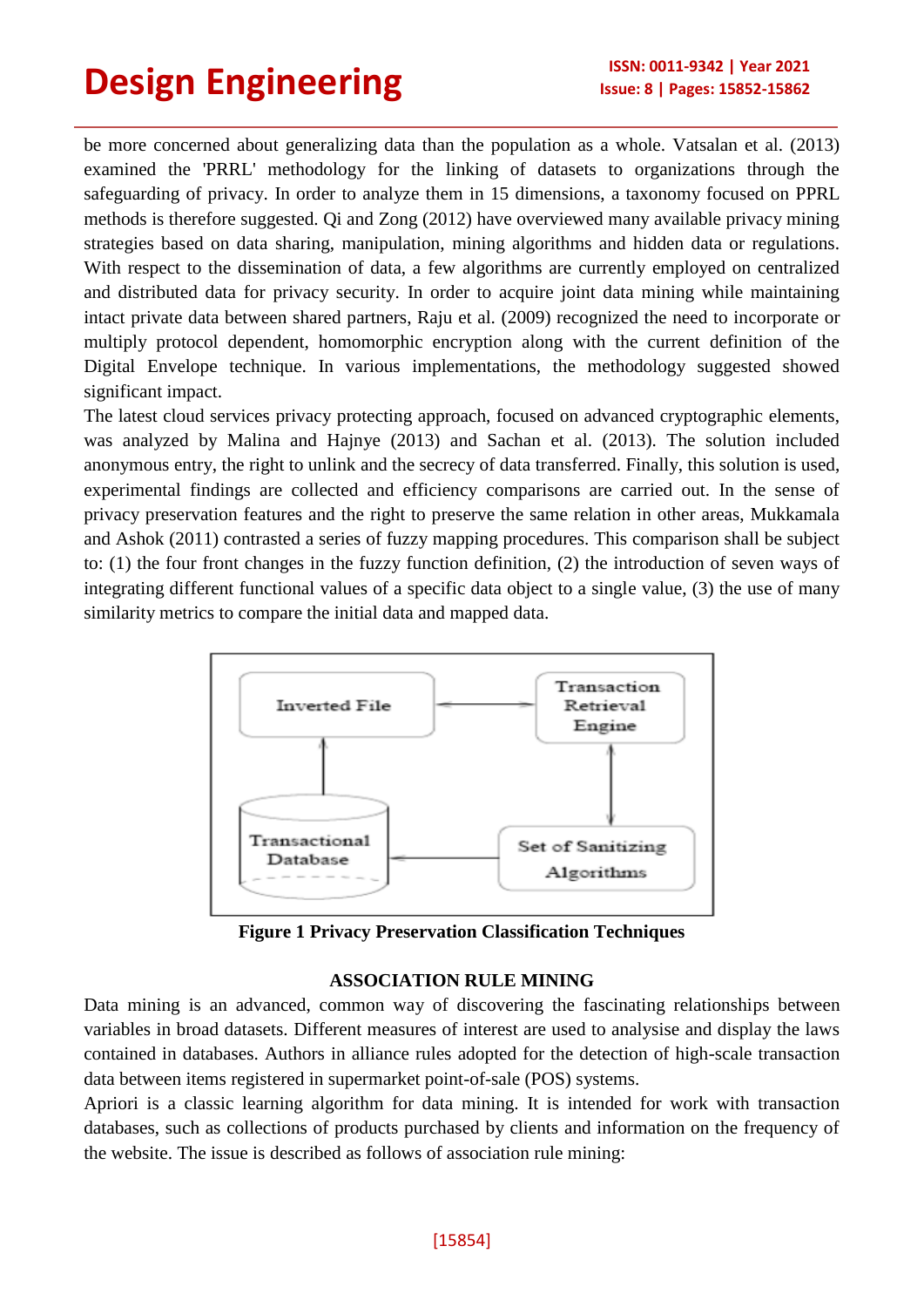be more concerned about generalizing data than the population as a whole. Vatsalan et al. (2013) examined the 'PRRL' methodology for the linking of datasets to organizations through the safeguarding of privacy. In order to analyze them in 15 dimensions, a taxonomy focused on PPRL methods is therefore suggested. Qi and Zong (2012) have overviewed many available privacy mining strategies based on data sharing, manipulation, mining algorithms and hidden data or regulations. With respect to the dissemination of data, a few algorithms are currently employed on centralized and distributed data for privacy security. In order to acquire joint data mining while maintaining intact private data between shared partners, Raju et al. (2009) recognized the need to incorporate or multiply protocol dependent, homomorphic encryption along with the current definition of the Digital Envelope technique. In various implementations, the methodology suggested showed significant impact.

The latest cloud services privacy protecting approach, focused on advanced cryptographic elements, was analyzed by Malina and Hajnye (2013) and Sachan et al. (2013). The solution included anonymous entry, the right to unlink and the secrecy of data transferred. Finally, this solution is used, experimental findings are collected and efficiency comparisons are carried out. In the sense of privacy preservation features and the right to preserve the same relation in other areas, Mukkamala and Ashok (2011) contrasted a series of fuzzy mapping procedures. This comparison shall be subject to: (1) the four front changes in the fuzzy function definition, (2) the introduction of seven ways of integrating different functional values of a specific data object to a single value, (3) the use of many similarity metrics to compare the initial data and mapped data.

Inverted File | Transaction Retrieval Engine | Transactional Database | Set of Sanitizing Algorithms

**Figure 1 Privacy Preservation Classification Techniques**

## ASSOCIATION RULE MINING

Data mining is an advanced, common way of discovering the fascinating relationships between variables in broad datasets. Different measures of interest are used to analysise and display the laws contained in databases. Authors in alliance rules adopted for the detection of high-scale transaction data between items registered in supermarket point-of-sale (POS) systems.

Apriori is a classic learning algorithm for data mining. It is intended for work with transaction databases, such as collections of products purchased by clients and information on the frequency of the website. The issue is described as follows of association rule mining: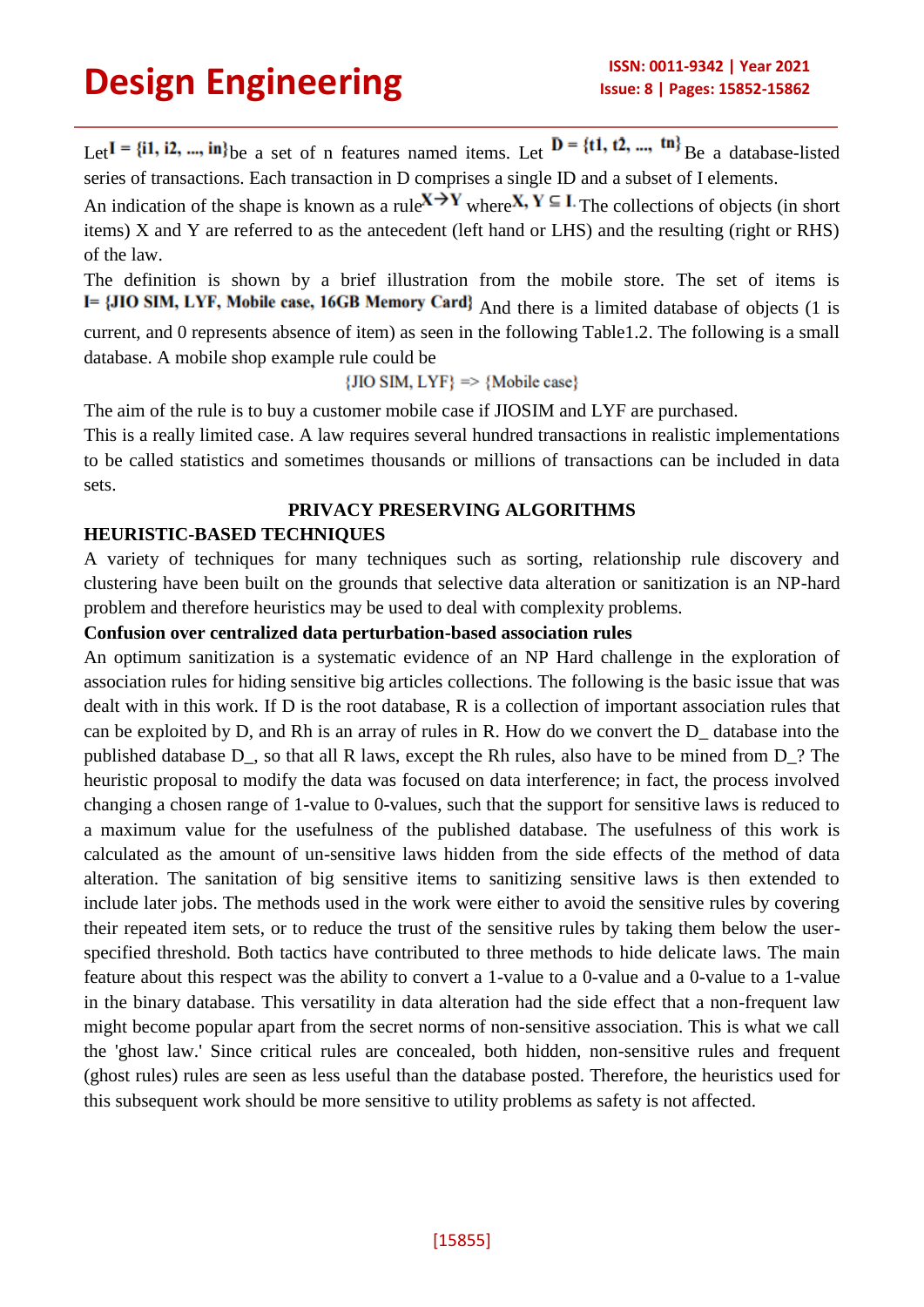Let $I = \{i1, i2, ..., in\}$ be a set of n features named items. Let $D = \{t1, t2, ..., tn\}$ Be a database-listed series of transactions. Each transaction in D comprises a single ID and a subset of I elements.

An indication of the shape is known as a rule $X \rightarrow Y$ where $X, Y \subseteq I$. The collections of objects (in short items) X and Y are referred to as the antecedent (left hand or LHS) and the resulting (right or RHS) of the law.

The definition is shown by a brief illustration from the mobile store. The set of items is **I= {JIO SIM, LYF, Mobile case, 16GB Memory Card}** And there is a limited database of objects (1 is current, and 0 represents absence of item) as seen in the following Table1.2. The following is a small database. A mobile shop example rule could be

{JIO SIM, LYF} => {Mobile case}

The aim of the rule is to buy a customer mobile case if JIOSIM and LYF are purchased.

This is a really limited case. A law requires several hundred transactions in realistic implementations to be called statistics and sometimes thousands or millions of transactions can be included in data sets.

## PRIVACY PRESERVING ALGORITHMS

### HEURISTIC-BASED TECHNIQUES

A variety of techniques for many techniques such as sorting, relationship rule discovery and clustering have been built on the grounds that selective data alteration or sanitization is an NP-hard problem and therefore heuristics may be used to deal with complexity problems.

**Confusion over centralized data perturbation-based association rules**

An optimum sanitization is a systematic evidence of an NP Hard challenge in the exploration of association rules for hiding sensitive big articles collections. The following is the basic issue that was dealt with in this work. If D is the root database, R is a collection of important association rules that can be exploited by D, and Rh is an array of rules in R. How do we convert the D_ database into the published database D_, so that all R laws, except the Rh rules, also have to be mined from D_? The heuristic proposal to modify the data was focused on data interference; in fact, the process involved changing a chosen range of 1-value to 0-values, such that the support for sensitive laws is reduced to a maximum value for the usefulness of the published database. The usefulness of this work is calculated as the amount of un-sensitive laws hidden from the side effects of the method of data alteration. The sanitation of big sensitive items to sanitizing sensitive laws is then extended to include later jobs. The methods used in the work were either to avoid the sensitive rules by covering their repeated item sets, or to reduce the trust of the sensitive rules by taking them below the user-specified threshold. Both tactics have contributed to three methods to hide delicate laws. The main feature about this respect was the ability to convert a 1-value to a 0-value and a 0-value to a 1-value in the binary database. This versatility in data alteration had the side effect that a non-frequent law might become popular apart from the secret norms of non-sensitive association. This is what we call the 'ghost law.' Since critical rules are concealed, both hidden, non-sensitive rules and frequent (ghost rules) rules are seen as less useful than the database posted. Therefore, the heuristics used for this subsequent work should be more sensitive to utility problems as safety is not affected.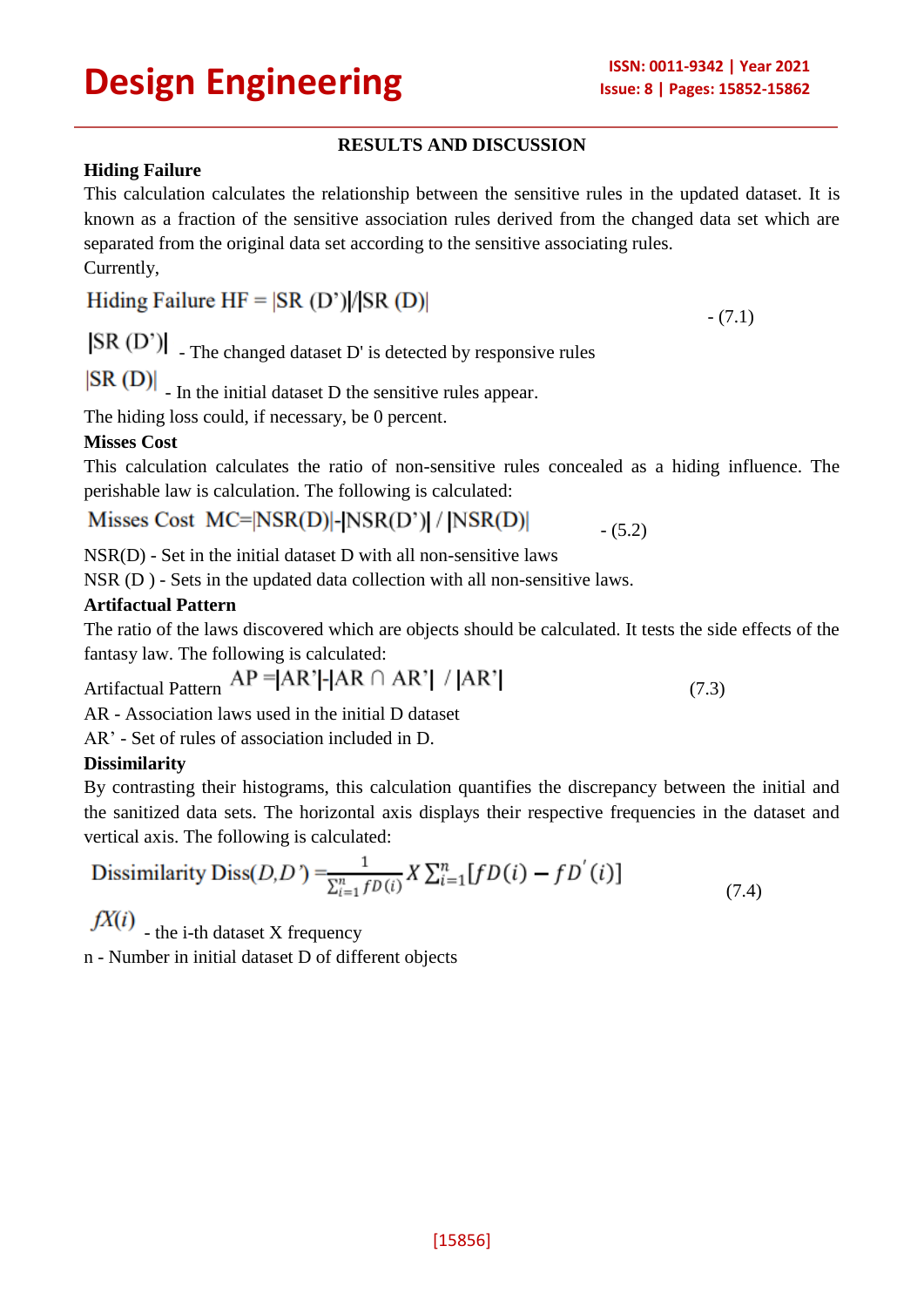## RESULTS AND DISCUSSION

### Hiding Failure

This calculation calculates the relationship between the sensitive rules in the updated dataset. It is known as a fraction of the sensitive association rules derived from the changed data set which are separated from the original data set according to the sensitive associating rules.

Currently,

$$\text{Hiding Failure HF} = |SR(D')| / |SR(D)| \qquad \text{- (7.1)}$$

$|SR(D')|$ - The changed dataset D' is detected by responsive rules

$|SR(D)|$ - In the initial dataset D the sensitive rules appear.

The hiding loss could, if necessary, be 0 percent.

### Misses Cost

This calculation calculates the ratio of non-sensitive rules concealed as a hiding influence. The perishable law is calculation. The following is calculated:

$$\text{Misses Cost } MC = |NSR(D)| - |NSR(D')| \,/\, |NSR(D)| \qquad \text{- (5.2)}$$

NSR(D) - Set in the initial dataset D with all non-sensitive laws

NSR (D ) - Sets in the updated data collection with all non-sensitive laws.

### Artifactual Pattern

The ratio of the laws discovered which are objects should be calculated. It tests the side effects of the fantasy law. The following is calculated:

$$\text{Artifactual Pattern } AP = |AR'| - |AR \cap AR'| \,/\, |AR'| \qquad (7.3)$$

AR - Association laws used in the initial D dataset

AR' - Set of rules of association included in D.

### Dissimilarity

By contrasting their histograms, this calculation quantifies the discrepancy between the initial and the sanitized data sets. The horizontal axis displays their respective frequencies in the dataset and vertical axis. The following is calculated:

$$\text{Dissimilarity } Diss(D,D') = \frac{1}{\sum_{i=1}^{n} fD(i)} X \sum_{i=1}^{n} [fD(i) - fD'(i)] \qquad (7.4)$$

$fX(i)$ - the i-th dataset X frequency

n - Number in initial dataset D of different objects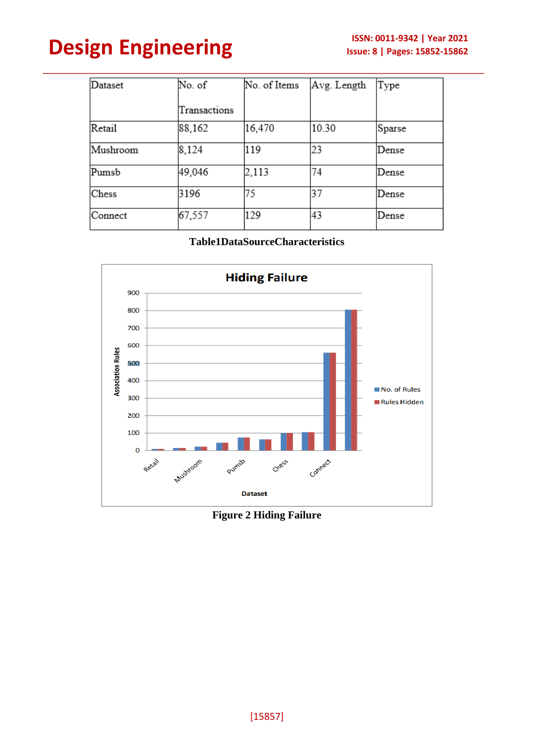| Dataset | No. of Transactions | No. of Items | Avg. Length | Type |
| --- | --- | --- | --- | --- |
| Retail | 88,162 | 16,470 | 10.30 | Sparse |
| Mushroom | 8,124 | 119 | 23 | Dense |
| Pumsb | 49,046 | 2,113 | 74 | Dense |
| Chess | 3196 | 75 | 37 | Dense |
| Connect | 67,557 | 129 | 43 | Dense |

**Table1DataSourceCharacteristics**

**Figure 2 Hiding Failure**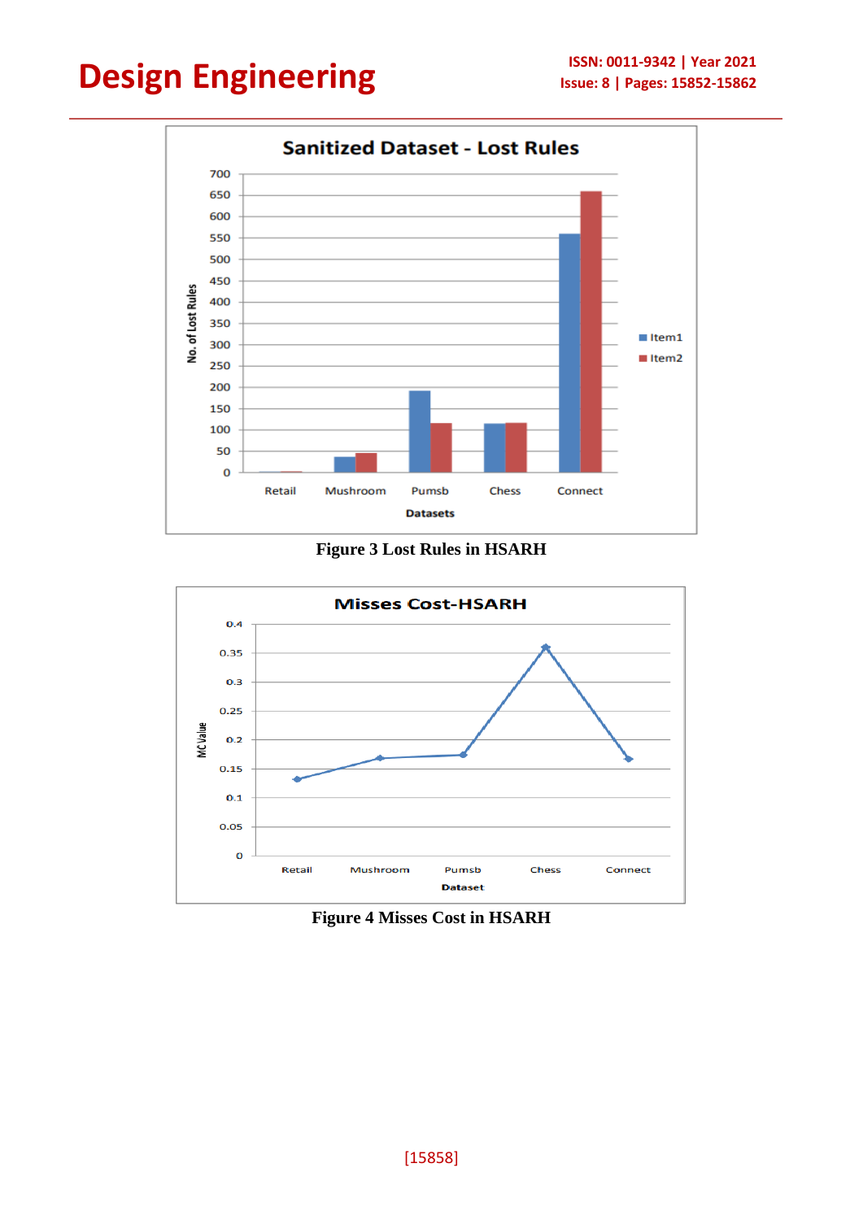Figure 3 Lost Rules in HSARH

Figure 4 Misses Cost in HSARH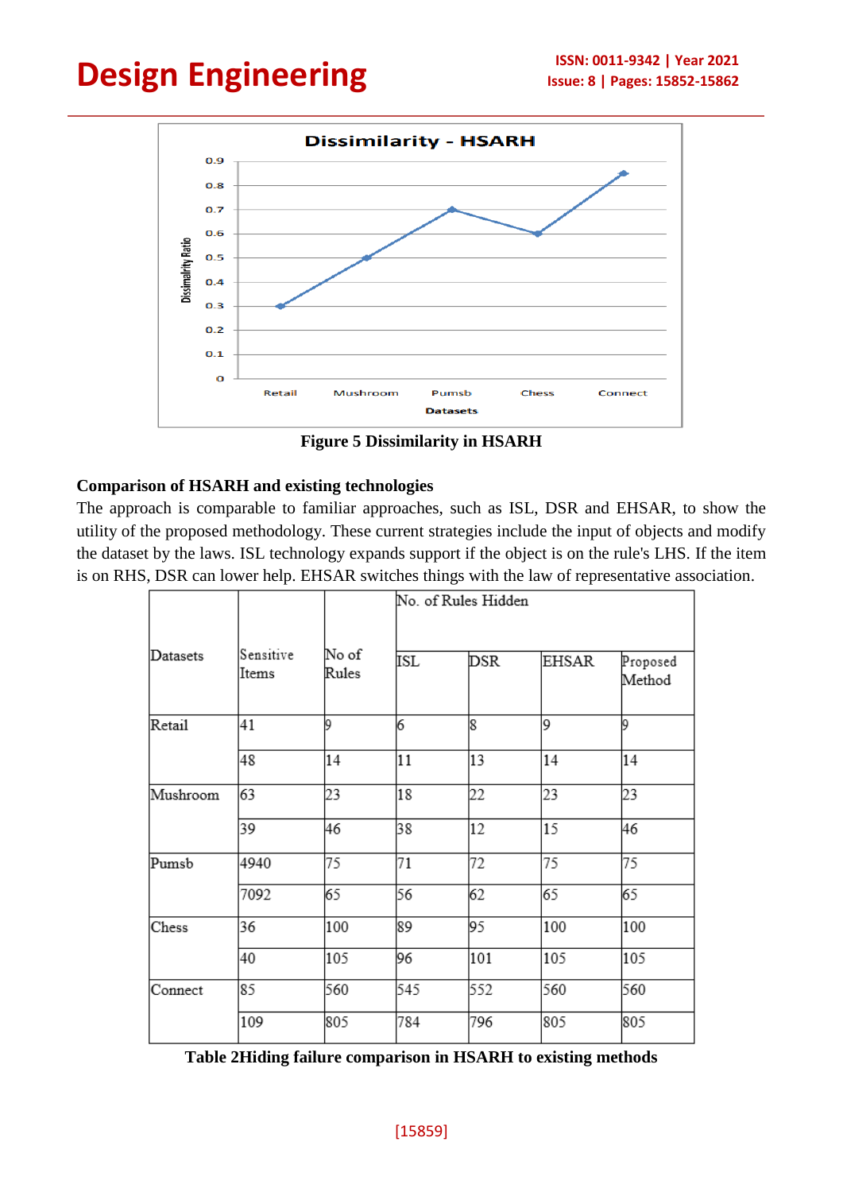Figure 5 Dissimilarity in HSARH

**Comparison of HSARH and existing technologies**

The approach is comparable to familiar approaches, such as ISL, DSR and EHSAR, to show the utility of the proposed methodology. These current strategies include the input of objects and modify the dataset by the laws. ISL technology expands support if the object is on the rule's LHS. If the item is on RHS, DSR can lower help. EHSAR switches things with the law of representative association.

| Datasets | Sensitive Items | No of Rules | No. of Rules Hidden | | | |
|---|---|---|---|---|---|---|
| | | | ISL | DSR | EHSAR | Proposed Method |
| Retail | 41 | 9 | 6 | 8 | 9 | 9 |
| | 48 | 14 | 11 | 13 | 14 | 14 |
| Mushroom | 63 | 23 | 18 | 22 | 23 | 23 |
| | 39 | 46 | 38 | 12 | 15 | 46 |
| Pumsb | 4940 | 75 | 71 | 72 | 75 | 75 |
| | 7092 | 65 | 56 | 62 | 65 | 65 |
| Chess | 36 | 100 | 89 | 95 | 100 | 100 |
| | 40 | 105 | 96 | 101 | 105 | 105 |
| Connect | 85 | 560 | 545 | 552 | 560 | 560 |
| | 109 | 805 | 784 | 796 | 805 | 805 |

**Table 2Hiding failure comparison in HSARH to existing methods**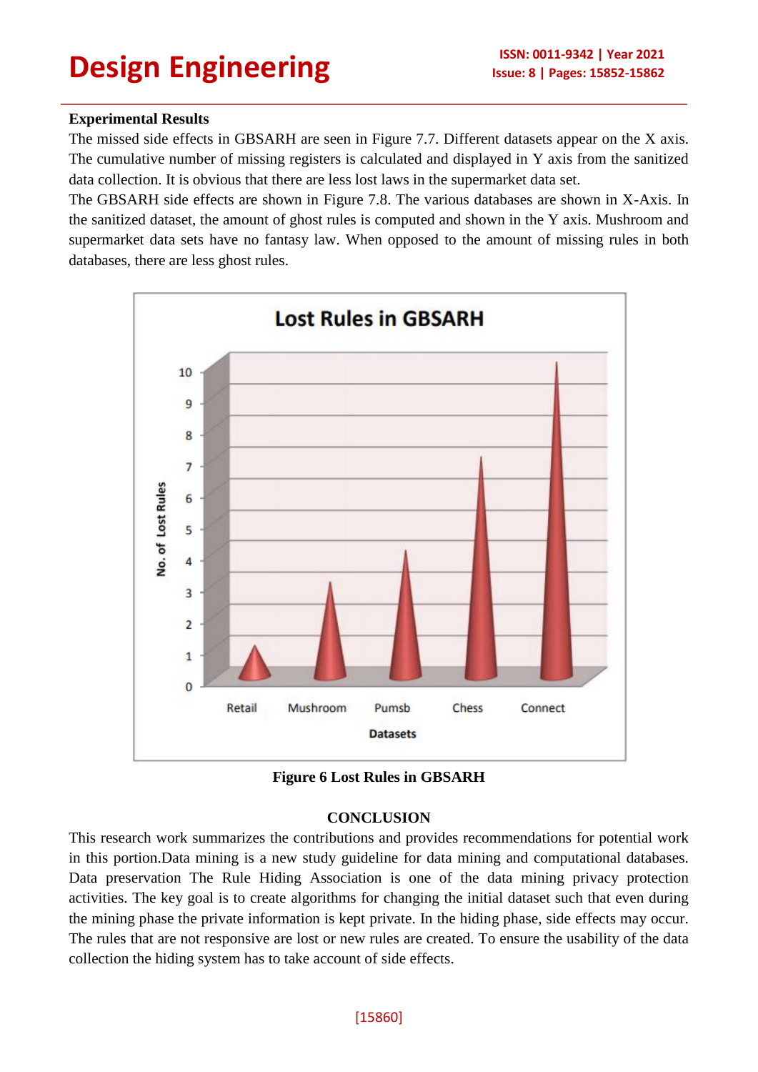**Experimental Results**

The missed side effects in GBSARH are seen in Figure 7.7. Different datasets appear on the X axis. The cumulative number of missing registers is calculated and displayed in Y axis from the sanitized data collection. It is obvious that there are less lost laws in the supermarket data set.

The GBSARH side effects are shown in Figure 7.8. The various databases are shown in X-Axis. In the sanitized dataset, the amount of ghost rules is computed and shown in the Y axis. Mushroom and supermarket data sets have no fantasy law. When opposed to the amount of missing rules in both databases, there are less ghost rules.

**Figure 6 Lost Rules in GBSARH**

## CONCLUSION

This research work summarizes the contributions and provides recommendations for potential work in this portion.Data mining is a new study guideline for data mining and computational databases. Data preservation The Rule Hiding Association is one of the data mining privacy protection activities. The key goal is to create algorithms for changing the initial dataset such that even during the mining phase the private information is kept private. In the hiding phase, side effects may occur. The rules that are not responsive are lost or new rules are created. To ensure the usability of the data collection the hiding system has to take account of side effects.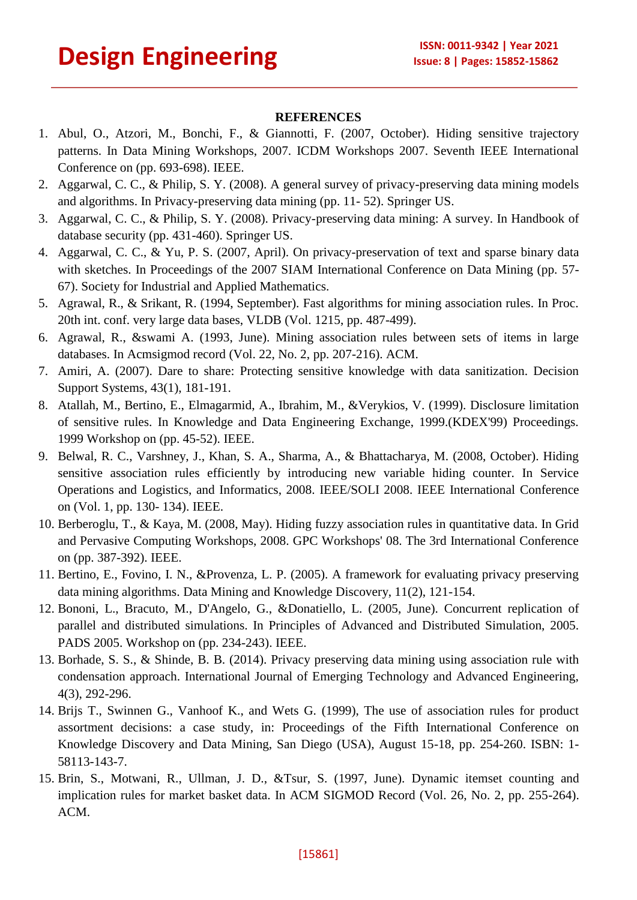## REFERENCES

1. Abul, O., Atzori, M., Bonchi, F., & Giannotti, F. (2007, October). Hiding sensitive trajectory patterns. In Data Mining Workshops, 2007. ICDM Workshops 2007. Seventh IEEE International Conference on (pp. 693-698). IEEE.
2. Aggarwal, C. C., & Philip, S. Y. (2008). A general survey of privacy-preserving data mining models and algorithms. In Privacy-preserving data mining (pp. 11- 52). Springer US.
3. Aggarwal, C. C., & Philip, S. Y. (2008). Privacy-preserving data mining: A survey. In Handbook of database security (pp. 431-460). Springer US.
4. Aggarwal, C. C., & Yu, P. S. (2007, April). On privacy-preservation of text and sparse binary data with sketches. In Proceedings of the 2007 SIAM International Conference on Data Mining (pp. 57-67). Society for Industrial and Applied Mathematics.
5. Agrawal, R., & Srikant, R. (1994, September). Fast algorithms for mining association rules. In Proc. 20th int. conf. very large data bases, VLDB (Vol. 1215, pp. 487-499).
6. Agrawal, R., &swami A. (1993, June). Mining association rules between sets of items in large databases. In Acmsigmod record (Vol. 22, No. 2, pp. 207-216). ACM.
7. Amiri, A. (2007). Dare to share: Protecting sensitive knowledge with data sanitization. Decision Support Systems, 43(1), 181-191.
8. Atallah, M., Bertino, E., Elmagarmid, A., Ibrahim, M., &Verykios, V. (1999). Disclosure limitation of sensitive rules. In Knowledge and Data Engineering Exchange, 1999.(KDEX'99) Proceedings. 1999 Workshop on (pp. 45-52). IEEE.
9. Belwal, R. C., Varshney, J., Khan, S. A., Sharma, A., & Bhattacharya, M. (2008, October). Hiding sensitive association rules efficiently by introducing new variable hiding counter. In Service Operations and Logistics, and Informatics, 2008. IEEE/SOLI 2008. IEEE International Conference on (Vol. 1, pp. 130- 134). IEEE.
10. Berberoglu, T., & Kaya, M. (2008, May). Hiding fuzzy association rules in quantitative data. In Grid and Pervasive Computing Workshops, 2008. GPC Workshops' 08. The 3rd International Conference on (pp. 387-392). IEEE.
11. Bertino, E., Fovino, I. N., &Provenza, L. P. (2005). A framework for evaluating privacy preserving data mining algorithms. Data Mining and Knowledge Discovery, 11(2), 121-154.
12. Bononi, L., Bracuto, M., D'Angelo, G., &Donatiello, L. (2005, June). Concurrent replication of parallel and distributed simulations. In Principles of Advanced and Distributed Simulation, 2005. PADS 2005. Workshop on (pp. 234-243). IEEE.
13. Borhade, S. S., & Shinde, B. B. (2014). Privacy preserving data mining using association rule with condensation approach. International Journal of Emerging Technology and Advanced Engineering, 4(3), 292-296.
14. Brijs T., Swinnen G., Vanhoof K., and Wets G. (1999), The use of association rules for product assortment decisions: a case study, in: Proceedings of the Fifth International Conference on Knowledge Discovery and Data Mining, San Diego (USA), August 15-18, pp. 254-260. ISBN: 1-58113-143-7.
15. Brin, S., Motwani, R., Ullman, J. D., &Tsur, S. (1997, June). Dynamic itemset counting and implication rules for market basket data. In ACM SIGMOD Record (Vol. 26, No. 2, pp. 255-264). ACM.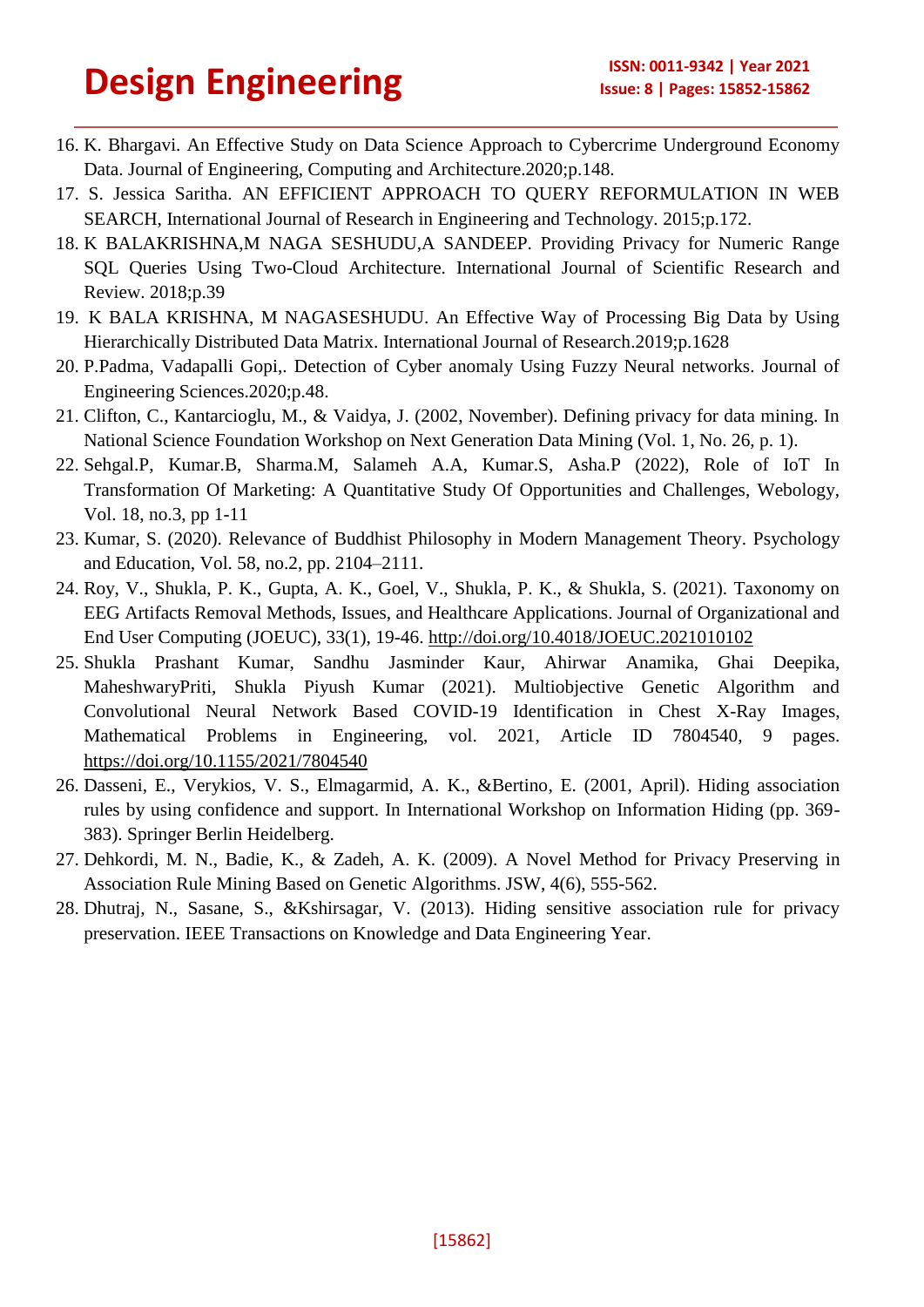16. K. Bhargavi. An Effective Study on Data Science Approach to Cybercrime Underground Economy Data. Journal of Engineering, Computing and Architecture.2020;p.148.
17. S. Jessica Saritha. AN EFFICIENT APPROACH TO QUERY REFORMULATION IN WEB SEARCH, International Journal of Research in Engineering and Technology. 2015;p.172.
18. K BALAKRISHNA,M NAGA SESHUDU,A SANDEEP. Providing Privacy for Numeric Range SQL Queries Using Two-Cloud Architecture. International Journal of Scientific Research and Review. 2018;p.39
19. K BALA KRISHNA, M NAGASESHUDU. An Effective Way of Processing Big Data by Using Hierarchically Distributed Data Matrix. International Journal of Research.2019;p.1628
20. P.Padma, Vadapalli Gopi,. Detection of Cyber anomaly Using Fuzzy Neural networks. Journal of Engineering Sciences.2020;p.48.
21. Clifton, C., Kantarcioglu, M., & Vaidya, J. (2002, November). Defining privacy for data mining. In National Science Foundation Workshop on Next Generation Data Mining (Vol. 1, No. 26, p. 1).
22. Sehgal.P, Kumar.B, Sharma.M, Salameh A.A, Kumar.S, Asha.P (2022), Role of IoT In Transformation Of Marketing: A Quantitative Study Of Opportunities and Challenges, Webology, Vol. 18, no.3, pp 1-11
23. Kumar, S. (2020). Relevance of Buddhist Philosophy in Modern Management Theory. Psychology and Education, Vol. 58, no.2, pp. 2104–2111.
24. Roy, V., Shukla, P. K., Gupta, A. K., Goel, V., Shukla, P. K., & Shukla, S. (2021). Taxonomy on EEG Artifacts Removal Methods, Issues, and Healthcare Applications. Journal of Organizational and End User Computing (JOEUC), 33(1), 19-46. http://doi.org/10.4018/JOEUC.2021010102
25. Shukla Prashant Kumar, Sandhu Jasminder Kaur, Ahirwar Anamika, Ghai Deepika, MaheshwaryPriti, Shukla Piyush Kumar (2021). Multiobjective Genetic Algorithm and Convolutional Neural Network Based COVID-19 Identification in Chest X-Ray Images, Mathematical Problems in Engineering, vol. 2021, Article ID 7804540, 9 pages. https://doi.org/10.1155/2021/7804540
26. Dasseni, E., Verykios, V. S., Elmagarmid, A. K., &Bertino, E. (2001, April). Hiding association rules by using confidence and support. In International Workshop on Information Hiding (pp. 369-383). Springer Berlin Heidelberg.
27. Dehkordi, M. N., Badie, K., & Zadeh, A. K. (2009). A Novel Method for Privacy Preserving in Association Rule Mining Based on Genetic Algorithms. JSW, 4(6), 555-562.
28. Dhutraj, N., Sasane, S., &Kshirsagar, V. (2013). Hiding sensitive association rule for privacy preservation. IEEE Transactions on Knowledge and Data Engineering Year.